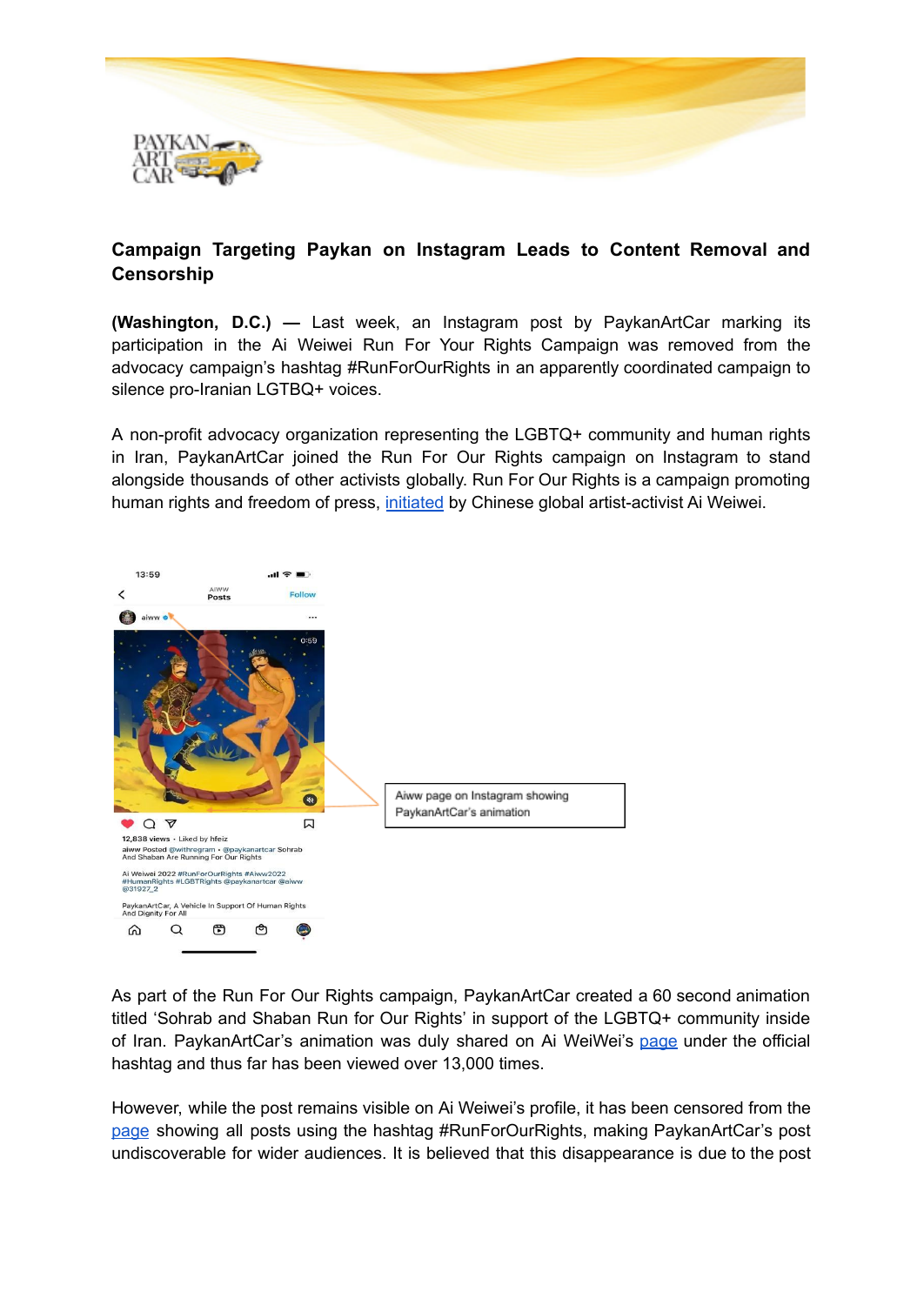## Campaign Targeting Paykan on Instagram Leads to Content Removal and Censorship

**(Washington, D.C.) —** Last week, an Instagram post by PaykanArtCar marking its participation in the Ai Weiwei Run For Your Rights Campaign was removed from the advocacy campaign's hashtag #RunForOurRights in an apparently coordinated campaign to silence pro-Iranian LGTBQ+ voices.

A non-profit advocacy organization representing the LGBTQ+ community and human rights in Iran, PaykanArtCar joined the Run For Our Rights campaign on Instagram to stand alongside thousands of other activists globally. Run For Our Rights is a campaign promoting human rights and freedom of press, initiated by Chinese global artist-activist Ai Weiwei.

Aiww page on Instagram showing PaykanArtCar's animation

As part of the Run For Our Rights campaign, PaykanArtCar created a 60 second animation titled 'Sohrab and Shaban Run for Our Rights' in support of the LGBTQ+ community inside of Iran. PaykanArtCar's animation was duly shared on Ai WeiWei's page under the official hashtag and thus far has been viewed over 13,000 times.

However, while the post remains visible on Ai Weiwei's profile, it has been censored from the page showing all posts using the hashtag #RunForOurRights, making PaykanArtCar's post undiscoverable for wider audiences. It is believed that this disappearance is due to the post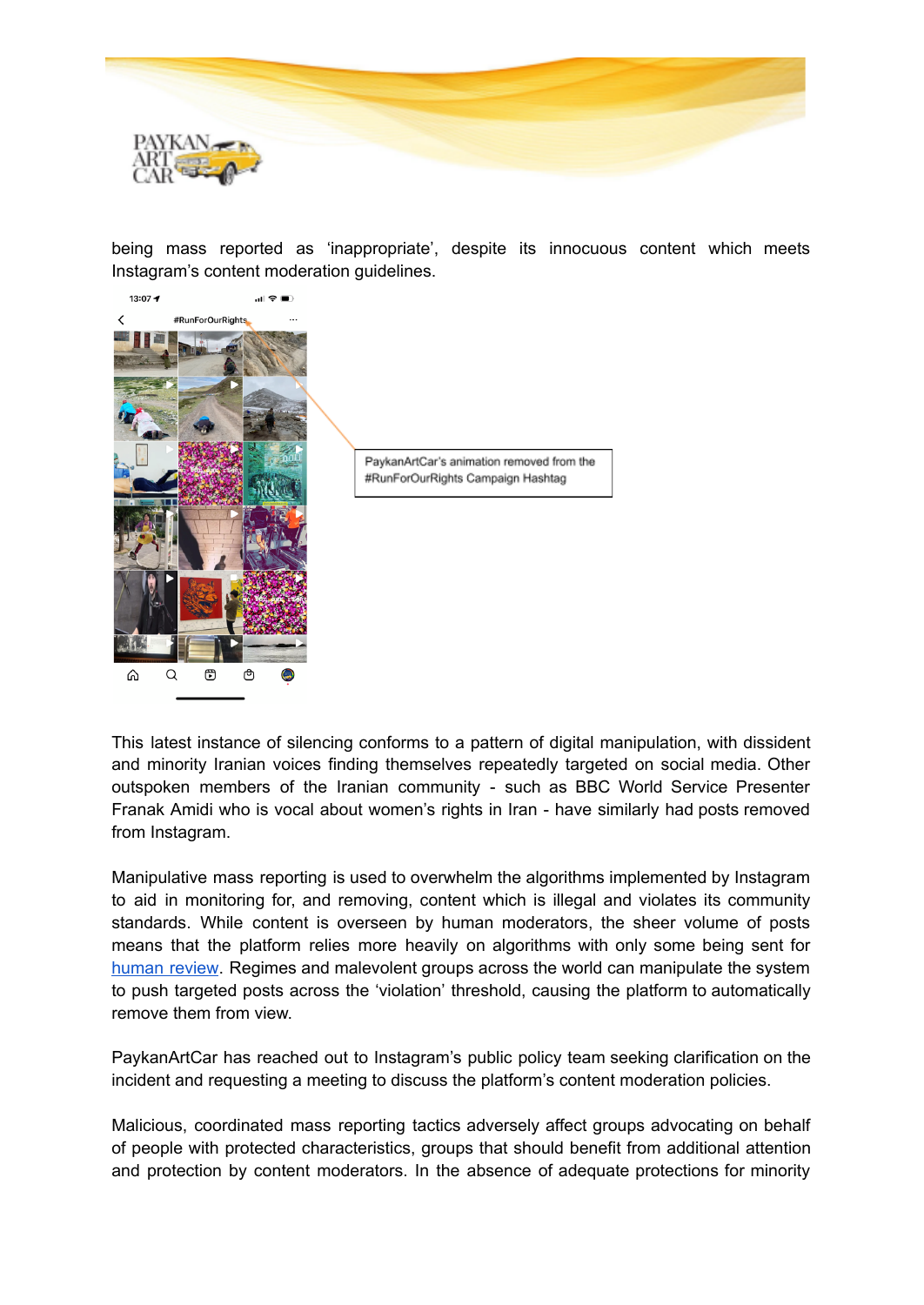being mass reported as 'inappropriate', despite its innocuous content which meets Instagram's content moderation guidelines.

PaykanArtCar's animation removed from the #RunForOurRights Campaign Hashtag

This latest instance of silencing conforms to a pattern of digital manipulation, with dissident and minority Iranian voices finding themselves repeatedly targeted on social media. Other outspoken members of the Iranian community - such as BBC World Service Presenter Franak Amidi who is vocal about women's rights in Iran - have similarly had posts removed from Instagram.

Manipulative mass reporting is used to overwhelm the algorithms implemented by Instagram to aid in monitoring for, and removing, content which is illegal and violates its community standards. While content is overseen by human moderators, the sheer volume of posts means that the platform relies more heavily on algorithms with only some being sent for human review. Regimes and malevolent groups across the world can manipulate the system to push targeted posts across the 'violation' threshold, causing the platform to automatically remove them from view.

PaykanArtCar has reached out to Instagram's public policy team seeking clarification on the incident and requesting a meeting to discuss the platform's content moderation policies.

Malicious, coordinated mass reporting tactics adversely affect groups advocating on behalf of people with protected characteristics, groups that should benefit from additional attention and protection by content moderators. In the absence of adequate protections for minority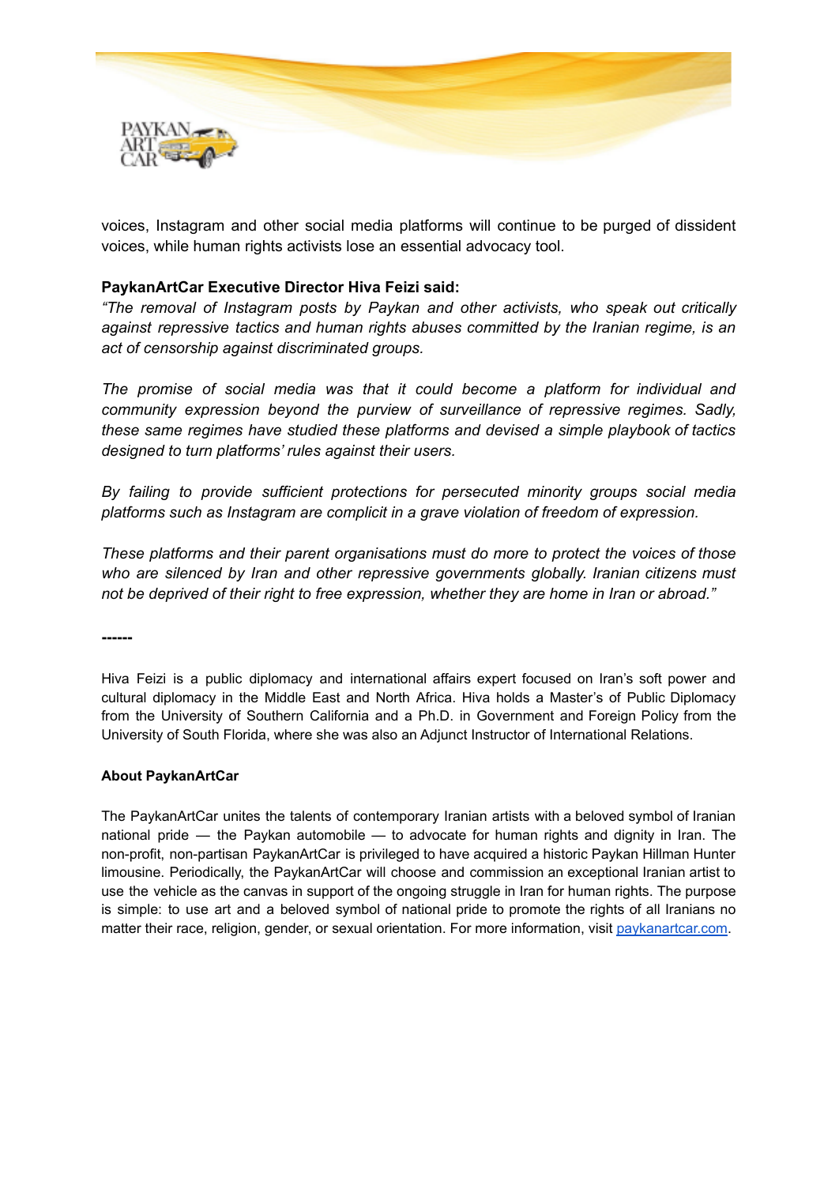voices, Instagram and other social media platforms will continue to be purged of dissident voices, while human rights activists lose an essential advocacy tool.

**PaykanArtCar Executive Director Hiva Feizi said:**

*"The removal of Instagram posts by Paykan and other activists, who speak out critically against repressive tactics and human rights abuses committed by the Iranian regime, is an act of censorship against discriminated groups.*

*The promise of social media was that it could become a platform for individual and community expression beyond the purview of surveillance of repressive regimes. Sadly, these same regimes have studied these platforms and devised a simple playbook of tactics designed to turn platforms' rules against their users.*

*By failing to provide sufficient protections for persecuted minority groups social media platforms such as Instagram are complicit in a grave violation of freedom of expression.*

*These platforms and their parent organisations must do more to protect the voices of those who are silenced by Iran and other repressive governments globally. Iranian citizens must not be deprived of their right to free expression, whether they are home in Iran or abroad."*

**------**

Hiva Feizi is a public diplomacy and international affairs expert focused on Iran's soft power and cultural diplomacy in the Middle East and North Africa. Hiva holds a Master's of Public Diplomacy from the University of Southern California and a Ph.D. in Government and Foreign Policy from the University of South Florida, where she was also an Adjunct Instructor of International Relations.

**About PaykanArtCar**

The PaykanArtCar unites the talents of contemporary Iranian artists with a beloved symbol of Iranian national pride — the Paykan automobile — to advocate for human rights and dignity in Iran. The non-profit, non-partisan PaykanArtCar is privileged to have acquired a historic Paykan Hillman Hunter limousine. Periodically, the PaykanArtCar will choose and commission an exceptional Iranian artist to use the vehicle as the canvas in support of the ongoing struggle in Iran for human rights. The purpose is simple: to use art and a beloved symbol of national pride to promote the rights of all Iranians no matter their race, religion, gender, or sexual orientation. For more information, visit [paykanartcar.com](paykanartcar.com).